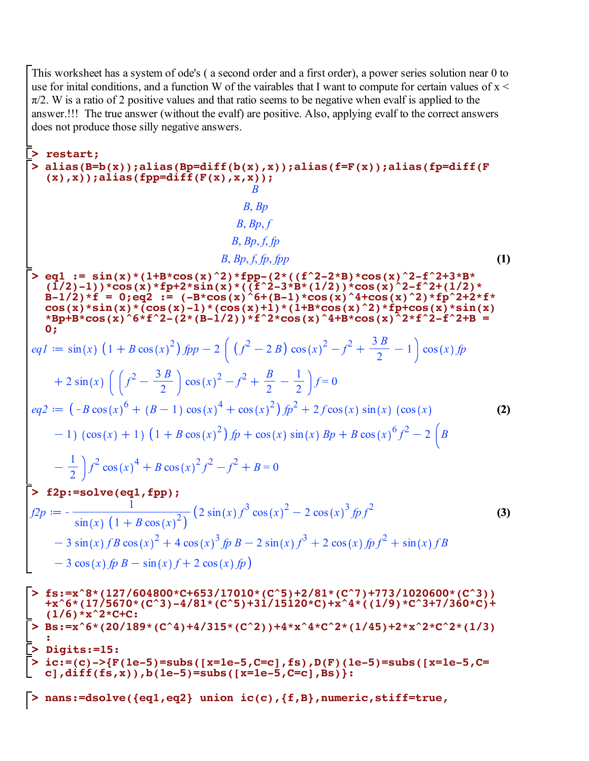This worksheet has a system of ode's ( a second order and a first order), a power series solution near 0 to use for inital conditions, and a function W of the vairables that I want to compute for certain values of x < π/2. W is a ratio of 2 positive values and that ratio seems to be negative when evalf is applied to the answer.!!! The true answer (without the evalf) are positive. Also, applying evalf to the correct answers does not produce those silly negative answers.

```
> restart;
> alias(B=b(x));alias(Bp=diff(b(x),x));alias(f=F(x));alias(fp=diff(F(x),x));alias(fpp=diff(F(x),x,x));
```

$$B$$

$$B, Bp$$

$$B, Bp, f$$

$$B, Bp, f, fp$$

$$B, Bp, f, fp, fpp \quad (1)$$

```
> eq1 := sin(x)*(1+B*cos(x)^2)*fpp-(2*((f^2-2*B)*cos(x)^2-f^2+3*B*(1/2)-1))*cos(x)*fp+2*sin(x)*((f^2-3*B*(1/2))*cos(x)^2-f^2+(1/2)*B-1/2)*f = 0;eq2 := (-B*cos(x)^6+(B-1)*cos(x)^4+cos(x)^2)*fp^2+2*f*cos(x)*sin(x)*(cos(x)-1)*(cos(x)+1)*(1+B*cos(x)^2)*fp+cos(x)*sin(x)*Bp+B*cos(x)^6*f^2-(2*(B-1/2))*f^2*cos(x)^4+B*cos(x)^2*f^2-f^2+B = 0;
```

$$eq1 := \sin(x)\left(1+B\cos(x)^2\right)fpp - 2\left(\left(f^2-2B\right)\cos(x)^2 - f^2 + \frac{3B}{2} - 1\right)\cos(x)\,fp + 2\sin(x)\left(\left(f^2 - \frac{3B}{2}\right)\cos(x)^2 - f^2 + \frac{B}{2} - \frac{1}{2}\right)f = 0$$

$$eq2 := \left(-B\cos(x)^6 + (B-1)\cos(x)^4 + \cos(x)^2\right)fp^2 + 2f\cos(x)\sin(x)\left(\cos(x) - 1\right)\left(\cos(x)+1\right)\left(1+B\cos(x)^2\right)fp + \cos(x)\sin(x)\,Bp + B\cos(x)^6 f^2 - 2\left(B - \frac{1}{2}\right)f^2\cos(x)^4 + B\cos(x)^2 f^2 - f^2 + B = 0 \quad (2)$$

```
> f2p:=solve(eq1,fpp);
```

$$f2p := -\frac{1}{\sin(x)\left(1+B\cos(x)^2\right)}\left(2\sin(x)f^3\cos(x)^2 - 2\cos(x)^3 fp\, f^2 - 3\sin(x)\,f B\cos(x)^2 + 4\cos(x)^3 fp\, B - 2\sin(x)f^3 + 2\cos(x)\,fp\, f^2 + \sin(x)\,f B - 3\cos(x)\,fp\, B - \sin(x)\,f + 2\cos(x)\,fp\right) \quad (3)$$

```
> fs:=x^8*(127/604800*C+653/17010*(C^5)+2/81*(C^7)+773/1020600*(C^3))+x^6*(17/5670*(C^3)-4/81*(C^5)+31/15120*C)+x^4*((1/9)*C^3+7/360*C)+(1/6)*x^2*C+C:
> Bs:=x^6*(20/189*(C^4)+4/315*(C^2))+4*x^4*C^2*(1/45)+2*x^2*C^2*(1/3):
> Digits:=15:
> ic:=(c)->{F(1e-5)=subs([x=1e-5,C=c],fs),D(F)(1e-5)=subs([x=1e-5,C=c],diff(fs,x)),b(1e-5)=subs([x=1e-5,C=c],Bs)}:

> nans:=dsolve({eq1,eq2} union ic(c),{f,B},numeric,stiff=true,
```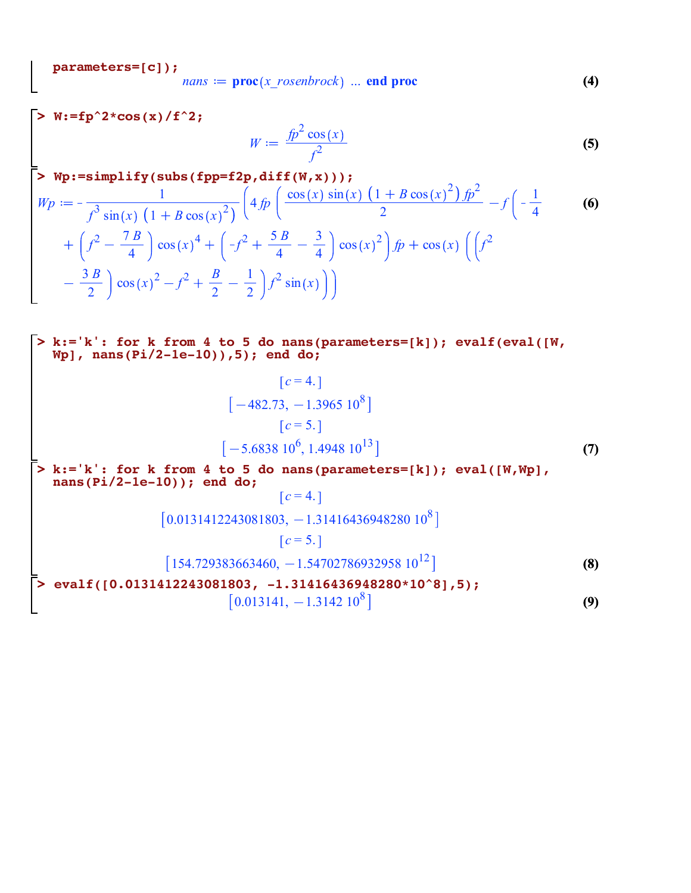```
parameters=[c]);
```

$$nans := \textbf{proc}(x\_rosenbrock) \ \ldots \ \textbf{end proc} \tag{4}$$

```
> W:=fp^2*cos(x)/f^2;
```

$$W := \frac{fp^2 \cos(x)}{f^2} \tag{5}$$

```
> Wp:=simplify(subs(fpp=f2p,diff(W,x)));
```

$$Wp := -\frac{1}{f^3 \sin(x) \left(1 + B\cos(x)^2\right)} \left(4\, fp \left(\frac{\cos(x)\sin(x)\left(1 + B\cos(x)^2\right) fp^2}{2} - f\left(-\frac{1}{4} + \left(f^2 - \frac{7B}{4}\right)\cos(x)^4 + \left(-f^2 + \frac{5B}{4} - \frac{3}{4}\right)\cos(x)^2\right) fp + \cos(x)\left(\left(f^2 - \frac{3B}{2}\right)\cos(x)^2 - f^2 + \frac{B}{2} - \frac{1}{2}\right) f^2 \sin(x)\right)\right) \tag{6}$$

```
> k:='k': for k from 4 to 5 do nans(parameters=[k]); evalf(eval([W,
  Wp], nans(Pi/2-1e-10)),5); end do;
```

$$[c = 4.]$$
$$[-482.73,\ -1.3965\ 10^{8}]$$
$$[c = 5.]$$
$$[-5.6838\ 10^{6},\ 1.4948\ 10^{13}] \tag{7}$$

```
> k:='k': for k from 4 to 5 do nans(parameters=[k]); eval([W,Wp],
  nans(Pi/2-1e-10)); end do;
```

$$[c = 4.]$$
$$[0.0131412243081803,\ -1.31416436948280\ 10^{8}]$$
$$[c = 5.]$$
$$[154.729383663460,\ -1.54702786932958\ 10^{12}] \tag{8}$$

```
> evalf([0.0131412243081803, -1.31416436948280*10^8],5);
```

$$[0.013141,\ -1.3142\ 10^{8}] \tag{9}$$